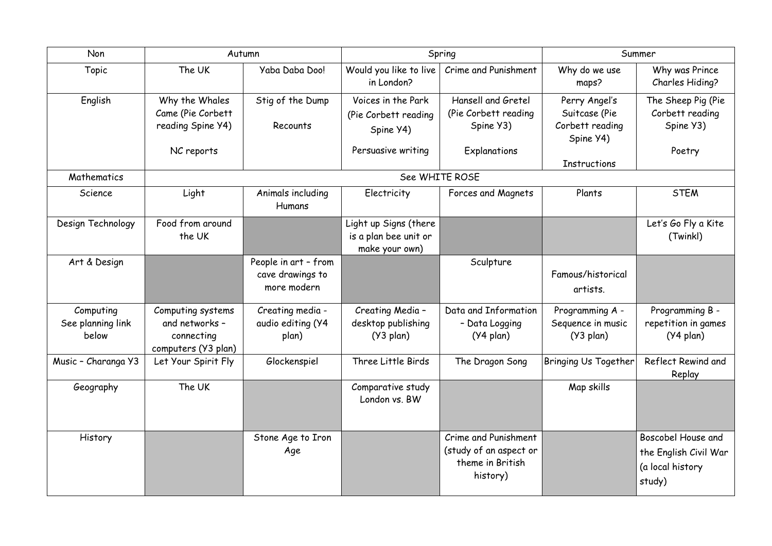| Non | Autumn | | Spring | | Summer | |
|---|---|---|---|---|---|---|
| Topic | The UK | Yaba Daba Doo! | Would you like to live in London? | Crime and Punishment | Why do we use maps? | Why was Prince Charles Hiding? |
| English | Why the Whales Came (Pie Corbett reading Spine Y4)<br><br>NC reports | Stig of the Dump<br><br>Recounts | Voices in the Park (Pie Corbett reading Spine Y4)<br><br>Persuasive writing | Hansell and Gretel (Pie Corbett reading Spine Y3)<br><br>Explanations | Perry Angel's Suitcase (Pie Corbett reading Spine Y4)<br><br>Instructions | The Sheep Pig (Pie Corbett reading Spine Y3)<br><br>Poetry |
| Mathematics | See WHITE ROSE | | | | | |
| Science | Light | Animals including Humans | Electricity | Forces and Magnets | Plants | STEM |
| Design Technology | Food from around the UK | | Light up Signs (there is a plan bee unit or make your own) | | | Let's Go Fly a Kite (Twinkl) |
| Art & Design | | People in art – from cave drawings to more modern | | Sculpture | Famous/historical artists. | |
| Computing See planning link below | Computing systems and networks – connecting computers (Y3 plan) | Creating media - audio editing (Y4 plan) | Creating Media – desktop publishing (Y3 plan) | Data and Information – Data Logging (Y4 plan) | Programming A - Sequence in music (Y3 plan) | Programming B - repetition in games (Y4 plan) |
| Music – Charanga Y3 | Let Your Spirit Fly | Glockenspiel | Three Little Birds | The Dragon Song | Bringing Us Together | Reflect Rewind and Replay |
| Geography | The UK | | Comparative study London vs. BW | | Map skills | |
| History | | Stone Age to Iron Age | | Crime and Punishment (study of an aspect or theme in British history) | | Boscobel House and the English Civil War (a local history study) |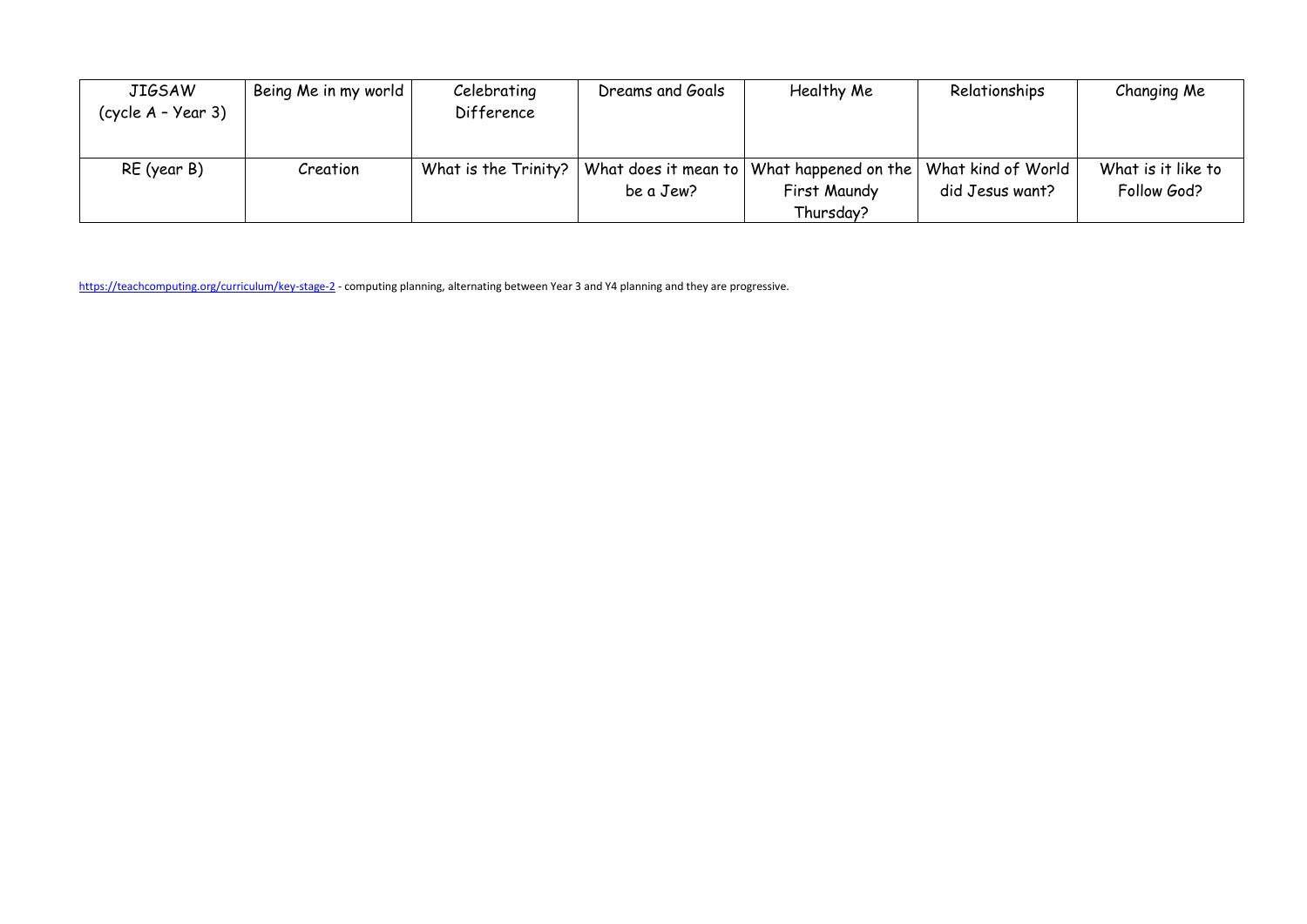| | | | | | | |
|---|---|---|---|---|---|---|
| JIGSAW (cycle A – Year 3) | Being Me in my world | Celebrating Difference | Dreams and Goals | Healthy Me | Relationships | Changing Me |
| RE (year B) | Creation | What is the Trinity? | What does it mean to be a Jew? | What happened on the First Maundy Thursday? | What kind of World did Jesus want? | What is it like to Follow God? |

https://teachcomputing.org/curriculum/key-stage-2 - computing planning, alternating between Year 3 and Y4 planning and they are progressive.